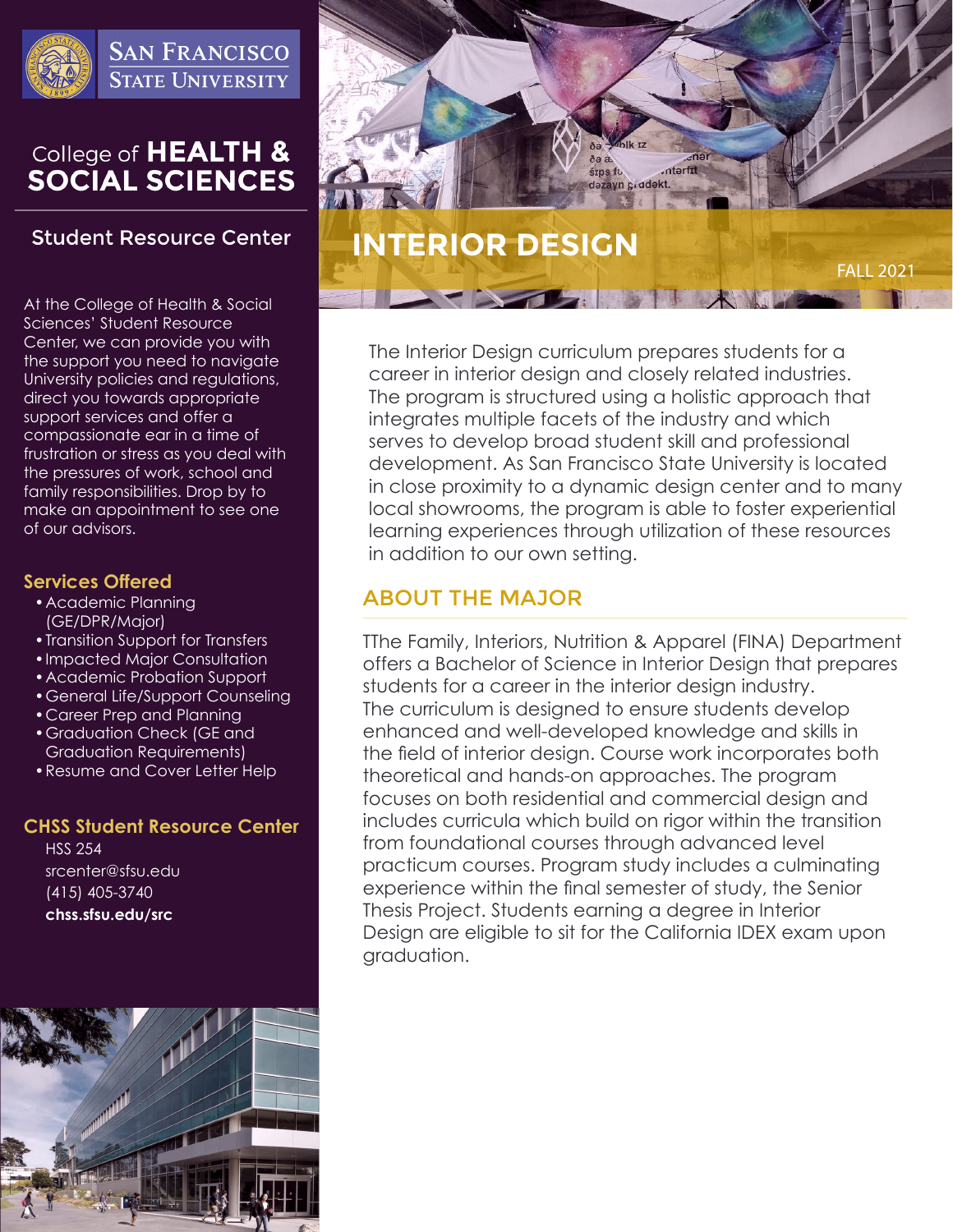San Francisco State University

# College of HEALTH & SOCIAL SCIENCES

## Student Resource Center

At the College of Health & Social Sciences' Student Resource Center, we can provide you with the support you need to navigate University policies and regulations, direct you towards appropriate support services and offer a compassionate ear in a time of frustration or stress as you deal with the pressures of work, school and family responsibilities. Drop by to make an appointment to see one of our advisors.

### Services Offered

- Academic Planning (GE/DPR/Major)
- Transition Support for Transfers
- Impacted Major Consultation
- Academic Probation Support
- General Life/Support Counseling
- Career Prep and Planning
- Graduation Check (GE and Graduation Requirements)
- Resume and Cover Letter Help

### CHSS Student Resource Center

HSS 254
srcenter@sfsu.edu
(415) 405-3740
**chss.sfsu.edu/src**

# INTERIOR DESIGN

FALL 2021

The Interior Design curriculum prepares students for a career in interior design and closely related industries. The program is structured using a holistic approach that integrates multiple facets of the industry and which serves to develop broad student skill and professional development. As San Francisco State University is located in close proximity to a dynamic design center and to many local showrooms, the program is able to foster experiential learning experiences through utilization of these resources in addition to our own setting.

## ABOUT THE MAJOR

TThe Family, Interiors, Nutrition & Apparel (FINA) Department offers a Bachelor of Science in Interior Design that prepares students for a career in the interior design industry. The curriculum is designed to ensure students develop enhanced and well-developed knowledge and skills in the field of interior design. Course work incorporates both theoretical and hands-on approaches. The program focuses on both residential and commercial design and includes curricula which build on rigor within the transition from foundational courses through advanced level practicum courses. Program study includes a culminating experience within the final semester of study, the Senior Thesis Project. Students earning a degree in Interior Design are eligible to sit for the California IDEX exam upon graduation.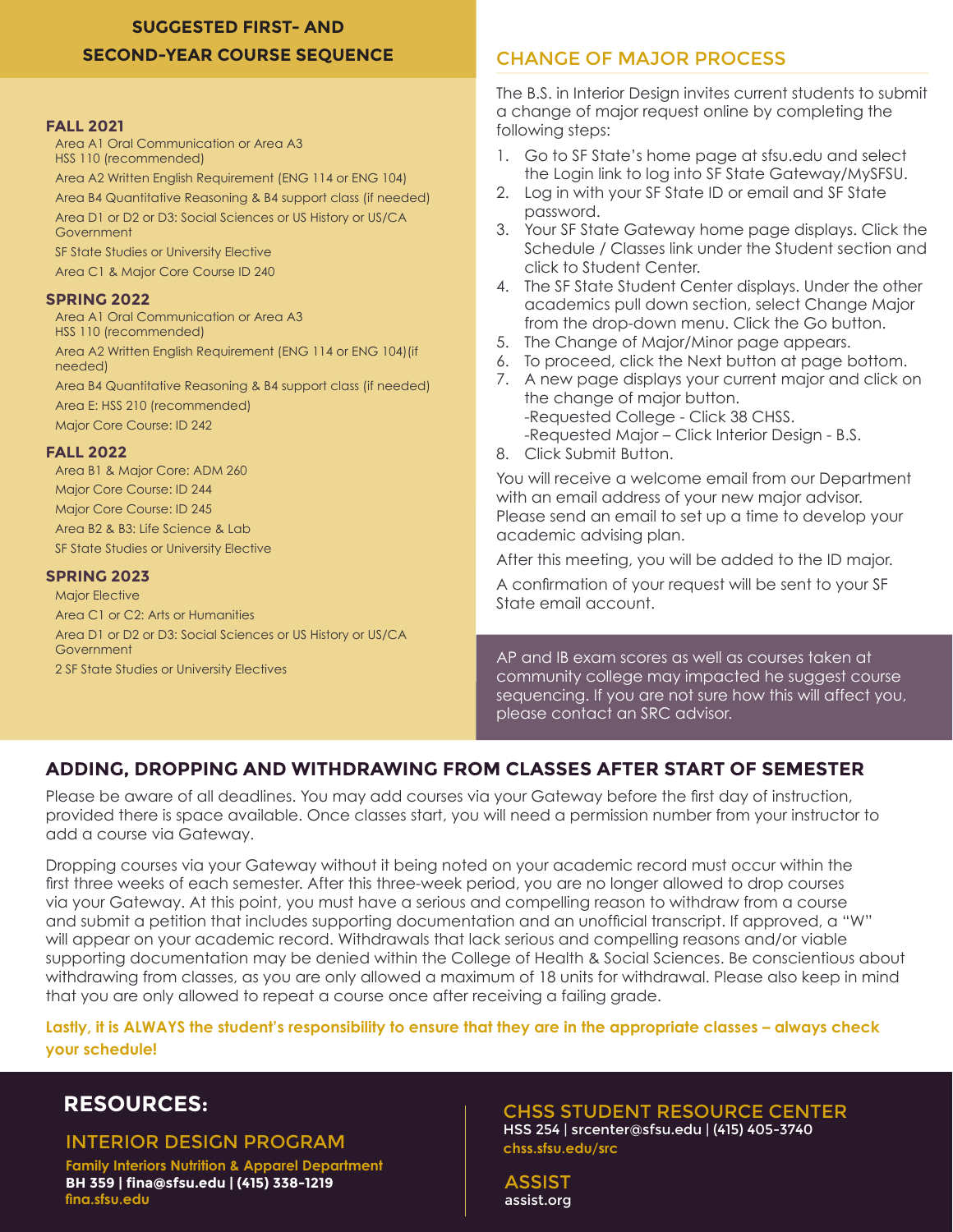## SUGGESTED FIRST- AND SECOND-YEAR COURSE SEQUENCE

### FALL 2021

- Area A1 Oral Communication or Area A3 HSS 110 (recommended)
- Area A2 Written English Requirement (ENG 114 or ENG 104)
- Area B4 Quantitative Reasoning & B4 support class (if needed)
- Area D1 or D2 or D3: Social Sciences or US History or US/CA Government
- SF State Studies or University Elective
- Area C1 & Major Core Course ID 240

### SPRING 2022

- Area A1 Oral Communication or Area A3 HSS 110 (recommended)
- Area A2 Written English Requirement (ENG 114 or ENG 104)(if needed)
- Area B4 Quantitative Reasoning & B4 support class (if needed)
- Area E: HSS 210 (recommended)
- Major Core Course: ID 242

### FALL 2022

- Area B1 & Major Core: ADM 260
- Major Core Course: ID 244
- Major Core Course: ID 245
- Area B2 & B3: Life Science & Lab
- SF State Studies or University Elective

### SPRING 2023

- Major Elective
- Area C1 or C2: Arts or Humanities
- Area D1 or D2 or D3: Social Sciences or US History or US/CA Government
- 2 SF State Studies or University Electives

## CHANGE OF MAJOR PROCESS

The B.S. in Interior Design invites current students to submit a change of major request online by completing the following steps:

1. Go to SF State's home page at sfsu.edu and select the Login link to log into SF State Gateway/MySFSU.
2. Log in with your SF State ID or email and SF State password.
3. Your SF State Gateway home page displays. Click the Schedule / Classes link under the Student section and click to Student Center.
4. The SF State Student Center displays. Under the other academics pull down section, select Change Major from the drop-down menu. Click the Go button.
5. The Change of Major/Minor page appears.
6. To proceed, click the Next button at page bottom.
7. A new page displays your current major and click on the change of major button.
   -Requested College - Click 38 CHSS.
   -Requested Major – Click Interior Design - B.S.
8. Click Submit Button.

You will receive a welcome email from our Department with an email address of your new major advisor. Please send an email to set up a time to develop your academic advising plan.

After this meeting, you will be added to the ID major.

A confirmation of your request will be sent to your SF State email account.

AP and IB exam scores as well as courses taken at community college may impacted he suggest course sequencing. If you are not sure how this will affect you, please contact an SRC advisor.

## ADDING, DROPPING AND WITHDRAWING FROM CLASSES AFTER START OF SEMESTER

Please be aware of all deadlines. You may add courses via your Gateway before the first day of instruction, provided there is space available. Once classes start, you will need a permission number from your instructor to add a course via Gateway.

Dropping courses via your Gateway without it being noted on your academic record must occur within the first three weeks of each semester. After this three-week period, you are no longer allowed to drop courses via your Gateway. At this point, you must have a serious and compelling reason to withdraw from a course and submit a petition that includes supporting documentation and an unofficial transcript. If approved, a "W" will appear on your academic record. Withdrawals that lack serious and compelling reasons and/or viable supporting documentation may be denied within the College of Health & Social Sciences. Be conscientious about withdrawing from classes, as you are only allowed a maximum of 18 units for withdrawal. Please also keep in mind that you are only allowed to repeat a course once after receiving a failing grade.

**Lastly, it is ALWAYS the student's responsibility to ensure that they are in the appropriate classes – always check your schedule!**

## RESOURCES:

### INTERIOR DESIGN PROGRAM

**Family Interiors Nutrition & Apparel Department**
**BH 359 | fina@sfsu.edu | (415) 338-1219**
**fina.sfsu.edu**

### CHSS STUDENT RESOURCE CENTER

**HSS 254 | srcenter@sfsu.edu | (415) 405-3740**
**chss.sfsu.edu/src**

### ASSIST

assist.org